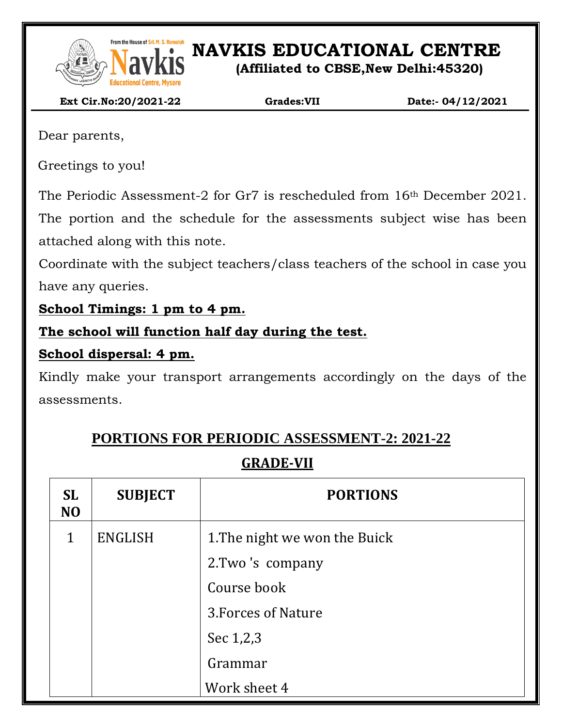# NAVKIS EDUCATIONAL CENTRE

**(Affiliated to CBSE,New Delhi:45320)**

**Ext Cir.No:20/2021-22** **Grades:VII** **Date:- 04/12/2021**

Dear parents,

Greetings to you!

The Periodic Assessment-2 for Gr7 is rescheduled from 16th December 2021. The portion and the schedule for the assessments subject wise has been attached along with this note.

Coordinate with the subject teachers/class teachers of the school in case you have any queries.

**School Timings: 1 pm to 4 pm.**

**The school will function half day during the test.**

**School dispersal: 4 pm.**

Kindly make your transport arrangements accordingly on the days of the assessments.

## PORTIONS FOR PERIODIC ASSESSMENT-2: 2021-22

## GRADE-VII

| SL NO | SUBJECT | PORTIONS |
|---|---|---|
| 1 | ENGLISH | 1.The night we won the Buick<br>2.Two 's company<br>Course book<br>3.Forces of Nature<br>Sec 1,2,3<br>Grammar<br>Work sheet 4 |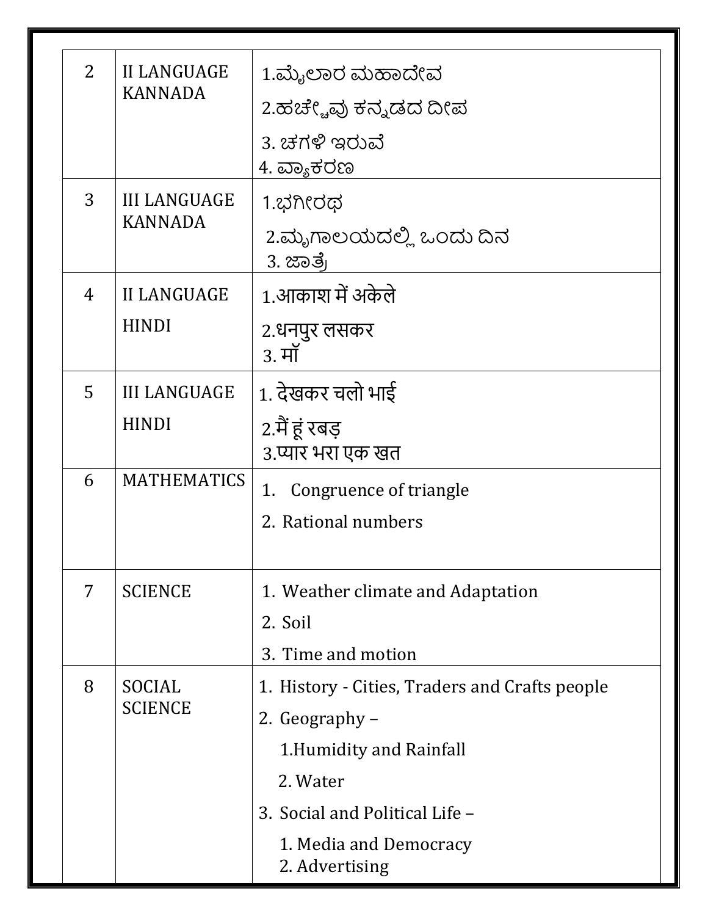| 2 | II LANGUAGE KANNADA | 1.ಮೈಲಾರ ಮಹಾದೇವ<br>2.ಹಚ್ಚೇವು ಕನ್ನಡದ ದೀಪ<br>3. ಚಗಳಿ ಇರುವೆ<br>4. ವ್ಯಾಕರಣ |
|---|---|---|
| 3 | III LANGUAGE KANNADA | 1.ಭಗೀರಥ<br>2.ಮೃಗಾಲಯದಲ್ಲಿ ಒಂದು ದಿನ<br>3. ಜಾತ್ರೆ |
| 4 | II LANGUAGE HINDI | 1.आकाश में अकेले<br>2.धनपुर लसकर<br>3. माँ |
| 5 | III LANGUAGE HINDI | 1. देखकर चलो भाई<br>2.मैं हूं रबड़<br>3.प्यार भरा एक खत |
| 6 | MATHEMATICS | 1. Congruence of triangle<br>2. Rational numbers |
| 7 | SCIENCE | 1. Weather climate and Adaptation<br>2. Soil<br>3. Time and motion |
| 8 | SOCIAL SCIENCE | 1. History - Cities, Traders and Crafts people<br>2. Geography –<br>1.Humidity and Rainfall<br>2. Water<br>3. Social and Political Life –<br>1. Media and Democracy<br>2. Advertising |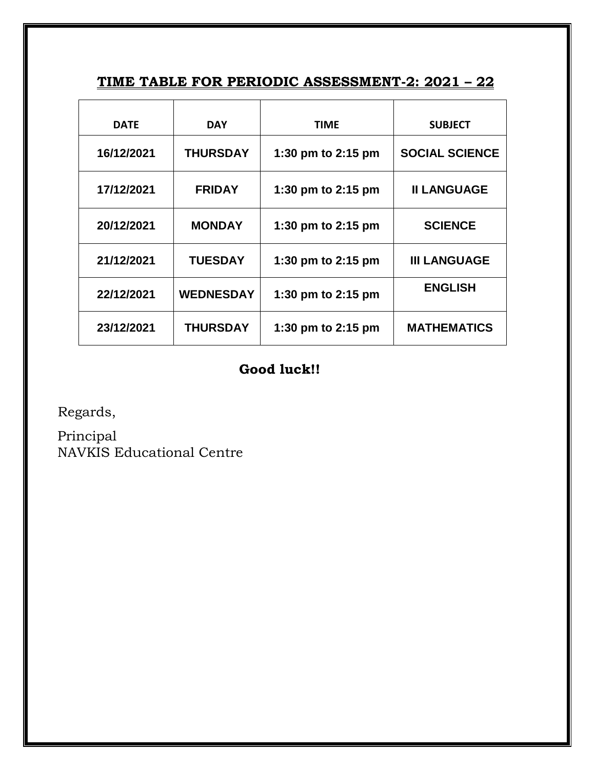## TIME TABLE FOR PERIODIC ASSESSMENT-2: 2021 – 22

| DATE | DAY | TIME | SUBJECT |
|---|---|---|---|
| 16/12/2021 | THURSDAY | 1:30 pm to 2:15 pm | SOCIAL SCIENCE |
| 17/12/2021 | FRIDAY | 1:30 pm to 2:15 pm | II LANGUAGE |
| 20/12/2021 | MONDAY | 1:30 pm to 2:15 pm | SCIENCE |
| 21/12/2021 | TUESDAY | 1:30 pm to 2:15 pm | III LANGUAGE |
| 22/12/2021 | WEDNESDAY | 1:30 pm to 2:15 pm | ENGLISH |
| 23/12/2021 | THURSDAY | 1:30 pm to 2:15 pm | MATHEMATICS |

**Good luck!!**

Regards,

Principal
NAVKIS Educational Centre